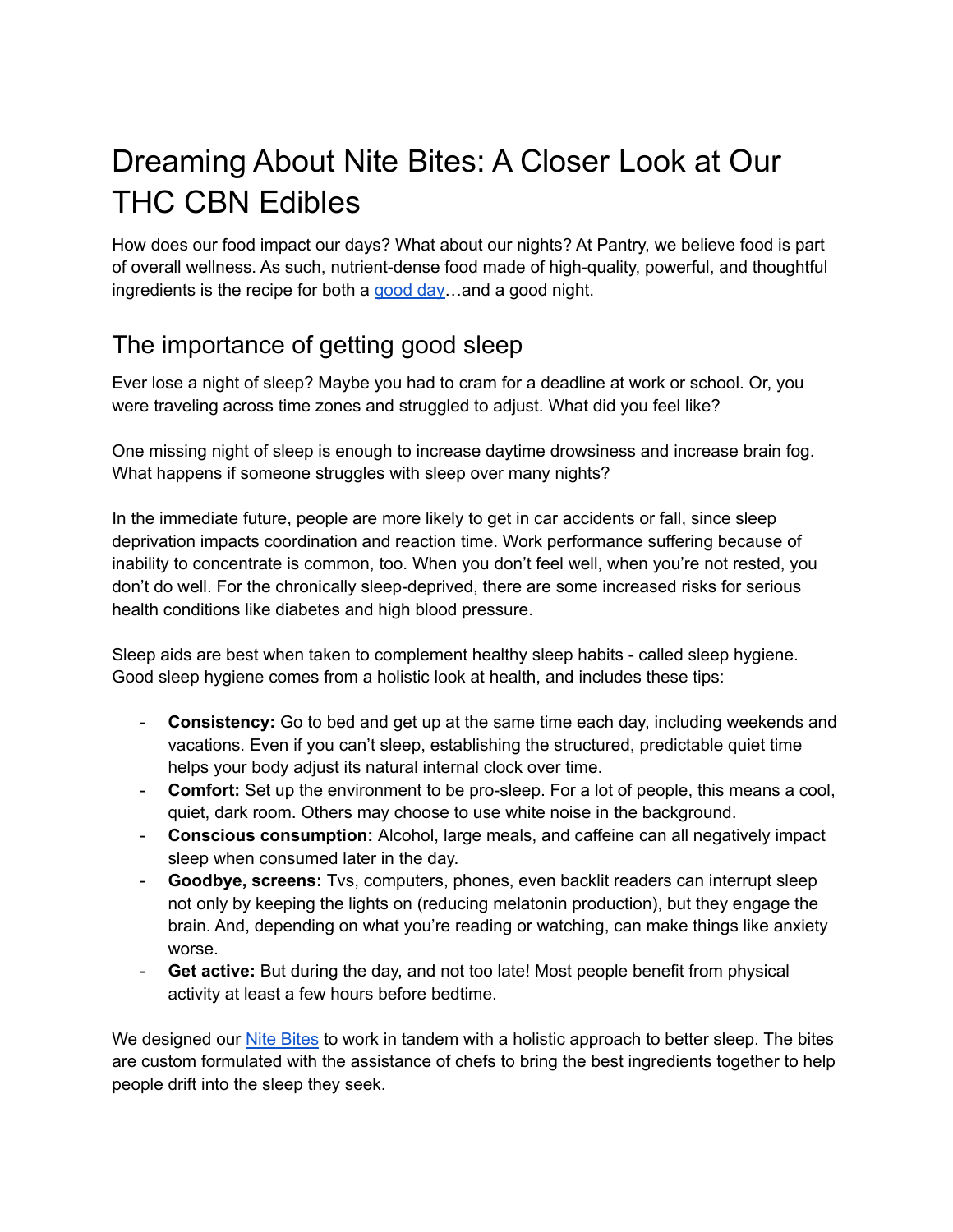# Dreaming About Nite Bites: A Closer Look at Our THC CBN Edibles

How does our food impact our days? What about our nights? At Pantry, we believe food is part of overall wellness. As such, nutrient-dense food made of high-quality, powerful, and thoughtful ingredients is the recipe for both a [good day](#)…and a good night.

## The importance of getting good sleep

Ever lose a night of sleep? Maybe you had to cram for a deadline at work or school. Or, you were traveling across time zones and struggled to adjust. What did you feel like?

One missing night of sleep is enough to increase daytime drowsiness and increase brain fog. What happens if someone struggles with sleep over many nights?

In the immediate future, people are more likely to get in car accidents or fall, since sleep deprivation impacts coordination and reaction time. Work performance suffering because of inability to concentrate is common, too. When you don't feel well, when you're not rested, you don't do well. For the chronically sleep-deprived, there are some increased risks for serious health conditions like diabetes and high blood pressure.

Sleep aids are best when taken to complement healthy sleep habits - called sleep hygiene. Good sleep hygiene comes from a holistic look at health, and includes these tips:

- **Consistency:** Go to bed and get up at the same time each day, including weekends and vacations. Even if you can't sleep, establishing the structured, predictable quiet time helps your body adjust its natural internal clock over time.
- **Comfort:** Set up the environment to be pro-sleep. For a lot of people, this means a cool, quiet, dark room. Others may choose to use white noise in the background.
- **Conscious consumption:** Alcohol, large meals, and caffeine can all negatively impact sleep when consumed later in the day.
- **Goodbye, screens:** Tvs, computers, phones, even backlit readers can interrupt sleep not only by keeping the lights on (reducing melatonin production), but they engage the brain. And, depending on what you're reading or watching, can make things like anxiety worse.
- **Get active:** But during the day, and not too late! Most people benefit from physical activity at least a few hours before bedtime.

We designed our [Nite Bites](#) to work in tandem with a holistic approach to better sleep. The bites are custom formulated with the assistance of chefs to bring the best ingredients together to help people drift into the sleep they seek.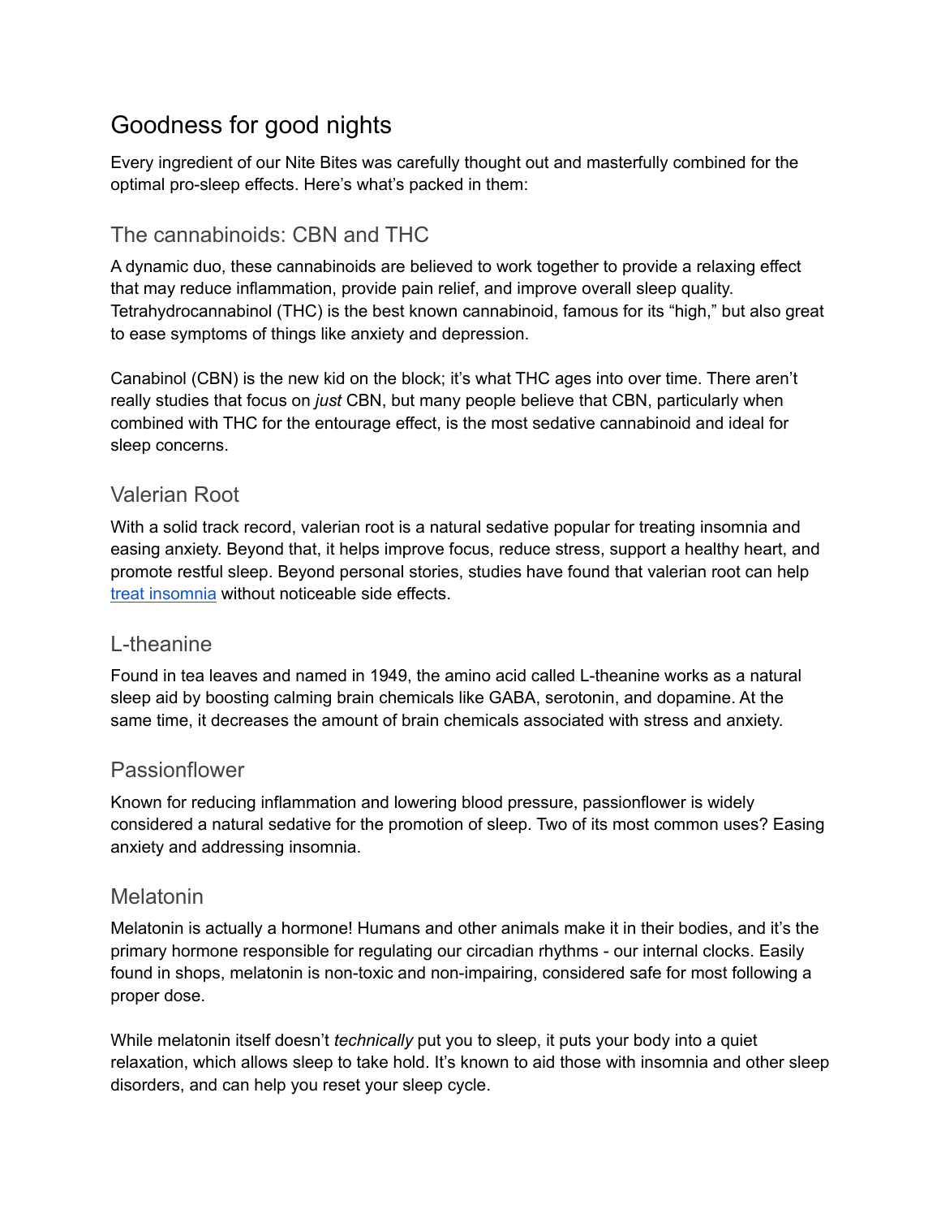# Goodness for good nights

Every ingredient of our Nite Bites was carefully thought out and masterfully combined for the optimal pro-sleep effects. Here's what's packed in them:

## The cannabinoids: CBN and THC

A dynamic duo, these cannabinoids are believed to work together to provide a relaxing effect that may reduce inflammation, provide pain relief, and improve overall sleep quality. Tetrahydrocannabinol (THC) is the best known cannabinoid, famous for its "high," but also great to ease symptoms of things like anxiety and depression.

Canabinol (CBN) is the new kid on the block; it's what THC ages into over time. There aren't really studies that focus on *just* CBN, but many people believe that CBN, particularly when combined with THC for the entourage effect, is the most sedative cannabinoid and ideal for sleep concerns.

## Valerian Root

With a solid track record, valerian root is a natural sedative popular for treating insomnia and easing anxiety. Beyond that, it helps improve focus, reduce stress, support a healthy heart, and promote restful sleep. Beyond personal stories, studies have found that valerian root can help treat insomnia without noticeable side effects.

## L-theanine

Found in tea leaves and named in 1949, the amino acid called L-theanine works as a natural sleep aid by boosting calming brain chemicals like GABA, serotonin, and dopamine. At the same time, it decreases the amount of brain chemicals associated with stress and anxiety.

## Passionflower

Known for reducing inflammation and lowering blood pressure, passionflower is widely considered a natural sedative for the promotion of sleep. Two of its most common uses? Easing anxiety and addressing insomnia.

## Melatonin

Melatonin is actually a hormone! Humans and other animals make it in their bodies, and it's the primary hormone responsible for regulating our circadian rhythms - our internal clocks. Easily found in shops, melatonin is non-toxic and non-impairing, considered safe for most following a proper dose.

While melatonin itself doesn't *technically* put you to sleep, it puts your body into a quiet relaxation, which allows sleep to take hold. It's known to aid those with insomnia and other sleep disorders, and can help you reset your sleep cycle.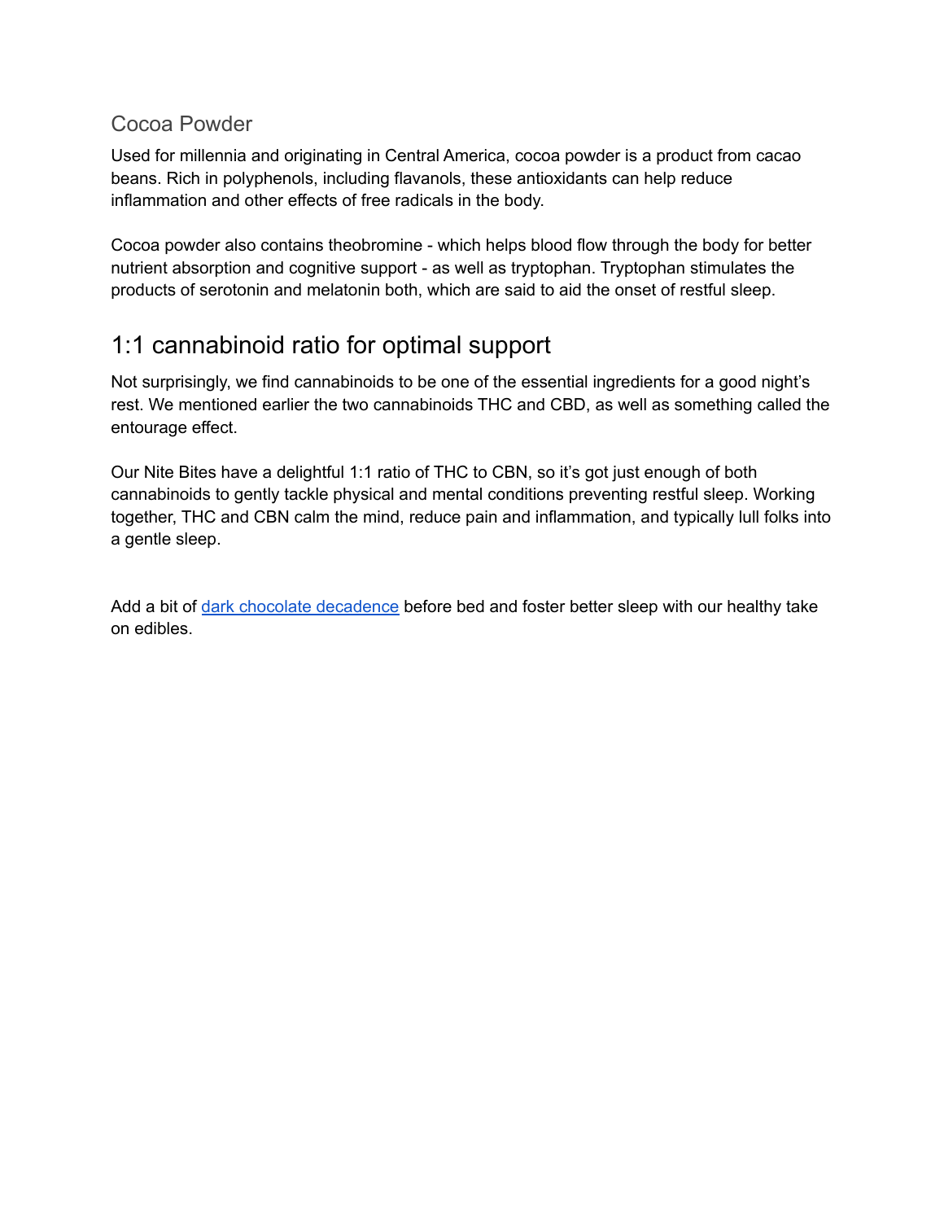### Cocoa Powder

Used for millennia and originating in Central America, cocoa powder is a product from cacao beans. Rich in polyphenols, including flavanols, these antioxidants can help reduce inflammation and other effects of free radicals in the body.

Cocoa powder also contains theobromine - which helps blood flow through the body for better nutrient absorption and cognitive support - as well as tryptophan. Tryptophan stimulates the products of serotonin and melatonin both, which are said to aid the onset of restful sleep.

## 1:1 cannabinoid ratio for optimal support

Not surprisingly, we find cannabinoids to be one of the essential ingredients for a good night's rest. We mentioned earlier the two cannabinoids THC and CBD, as well as something called the entourage effect.

Our Nite Bites have a delightful 1:1 ratio of THC to CBN, so it's got just enough of both cannabinoids to gently tackle physical and mental conditions preventing restful sleep. Working together, THC and CBN calm the mind, reduce pain and inflammation, and typically lull folks into a gentle sleep.

Add a bit of [dark chocolate decadence]() before bed and foster better sleep with our healthy take on edibles.